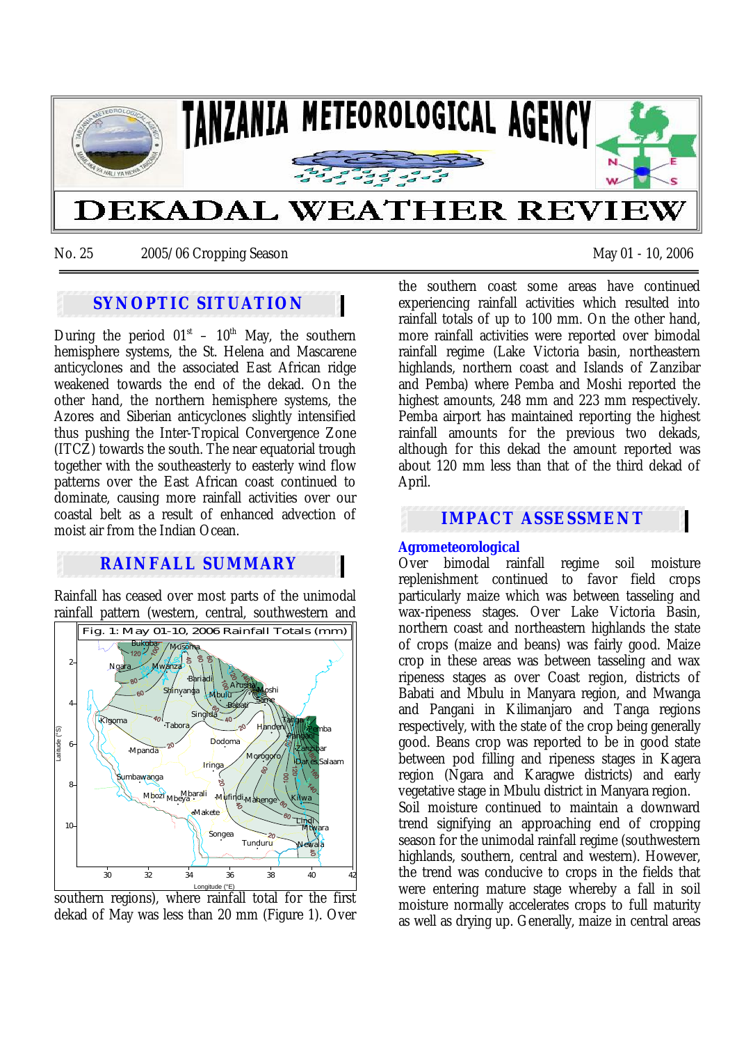# TANZANIA METEOROLOGICAL AGENCY

# DEKADAL WEATHER REVIEW

No. 25    2005/06 Cropping Season    May 01 - 10, 2006

## SYNOPTIC SITUATION

During the period 01st – 10th May, the southern hemisphere systems, the St. Helena and Mascarene anticyclones and the associated East African ridge weakened towards the end of the dekad. On the other hand, the northern hemisphere systems, the Azores and Siberian anticyclones slightly intensified thus pushing the Inter-Tropical Convergence Zone (ITCZ) towards the south. The near equatorial trough together with the southeasterly to easterly wind flow patterns over the East African coast continued to dominate, causing more rainfall activities over our coastal belt as a result of enhanced advection of moist air from the Indian Ocean.

## RAINFALL SUMMARY

Rainfall has ceased over most parts of the unimodal rainfall pattern (western, central, southwestern and southern regions), where rainfall total for the first dekad of May was less than 20 mm (Figure 1). Over the southern coast some areas have continued experiencing rainfall activities which resulted into rainfall totals of up to 100 mm. On the other hand, more rainfall activities were reported over bimodal rainfall regime (Lake Victoria basin, northeastern highlands, northern coast and Islands of Zanzibar and Pemba) where Pemba and Moshi reported the highest amounts, 248 mm and 223 mm respectively. Pemba airport has maintained reporting the highest rainfall amounts for the previous two dekads, although for this dekad the amount reported was about 120 mm less than that of the third dekad of April.

Fig. 1: May 01-10, 2006 Rainfall Totals (mm)

## IMPACT ASSESSMENT

### Agrometeorological

Over bimodal rainfall regime soil moisture replenishment continued to favor field crops particularly maize which was between tasseling and wax-ripeness stages. Over Lake Victoria Basin, northern coast and northeastern highlands the state of crops (maize and beans) was fairly good. Maize crop in these areas was between tasseling and wax ripeness stages as over Coast region, districts of Babati and Mbulu in Manyara region, and Mwanga and Pangani in Kilimanjaro and Tanga regions respectively, with the state of the crop being generally good. Beans crop was reported to be in good state between pod filling and ripeness stages in Kagera region (Ngara and Karagwe districts) and early vegetative stage in Mbulu district in Manyara region.

Soil moisture continued to maintain a downward trend signifying an approaching end of cropping season for the unimodal rainfall regime (southwestern highlands, southern, central and western). However, the trend was conducive to crops in the fields that were entering mature stage whereby a fall in soil moisture normally accelerates crops to full maturity as well as drying up. Generally, maize in central areas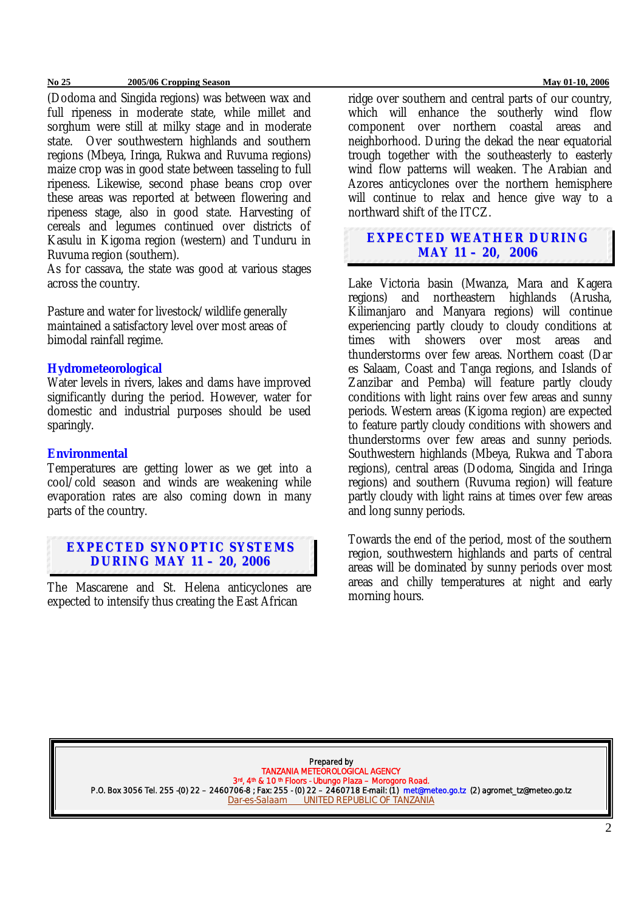(Dodoma and Singida regions) was between wax and full ripeness in moderate state, while millet and sorghum were still at milky stage and in moderate state. Over southwestern highlands and southern regions (Mbeya, Iringa, Rukwa and Ruvuma regions) maize crop was in good state between tasseling to full ripeness. Likewise, second phase beans crop over these areas was reported at between flowering and ripeness stage, also in good state. Harvesting of cereals and legumes continued over districts of Kasulu in Kigoma region (western) and Tunduru in Ruvuma region (southern).
As for cassava, the state was good at various stages across the country.

Pasture and water for livestock/wildlife generally maintained a satisfactory level over most areas of bimodal rainfall regime.

## Hydrometeorological

Water levels in rivers, lakes and dams have improved significantly during the period. However, water for domestic and industrial purposes should be used sparingly.

## Environmental

Temperatures are getting lower as we get into a cool/cold season and winds are weakening while evaporation rates are also coming down in many parts of the country.

## EXPECTED SYNOPTIC SYSTEMS DURING MAY 11 – 20, 2006

The Mascarene and St. Helena anticyclones are expected to intensify thus creating the East African ridge over southern and central parts of our country, which will enhance the southerly wind flow component over northern coastal areas and neighborhood. During the dekad the near equatorial trough together with the southeasterly to easterly wind flow patterns will weaken. The Arabian and Azores anticyclones over the northern hemisphere will continue to relax and hence give way to a northward shift of the ITCZ.

## EXPECTED WEATHER DURING MAY 11 – 20, 2006

Lake Victoria basin (Mwanza, Mara and Kagera regions) and northeastern highlands (Arusha, Kilimanjaro and Manyara regions) will continue experiencing partly cloudy to cloudy conditions at times with showers over most areas and thunderstorms over few areas. Northern coast (Dar es Salaam, Coast and Tanga regions, and Islands of Zanzibar and Pemba) will feature partly cloudy conditions with light rains over few areas and sunny periods. Western areas (Kigoma region) are expected to feature partly cloudy conditions with showers and thunderstorms over few areas and sunny periods. Southwestern highlands (Mbeya, Rukwa and Tabora regions), central areas (Dodoma, Singida and Iringa regions) and southern (Ruvuma region) will feature partly cloudy with light rains at times over few areas and long sunny periods.

Towards the end of the period, most of the southern region, southwestern highlands and parts of central areas will be dominated by sunny periods over most areas and chilly temperatures at night and early morning hours.

Prepared by
TANZANIA METEOROLOGICAL AGENCY
3rd, 4th & 10th Floors - Ubungo Plaza – Morogoro Road.
P.O. Box 3056 Tel. 255 -(0) 22 – 2460706-8 ; Fax: 255 - (0) 22 – 2460718 E-mail: (1) met@meteo.go.tz (2) agromet_tz@meteo.go.tz
Dar-es-Salaam UNITED REPUBLIC OF TANZANIA